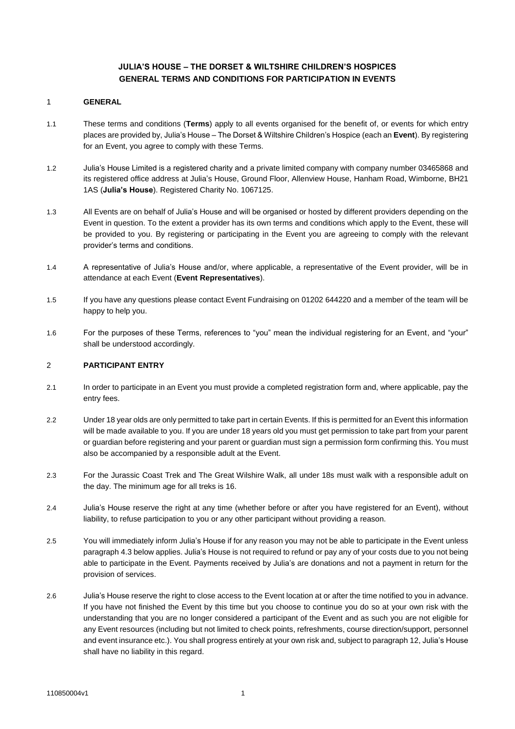**JULIA'S HOUSE – THE DORSET & WILTSHIRE CHILDREN'S HOSPICES**
**GENERAL TERMS AND CONDITIONS FOR PARTICIPATION IN EVENTS**

## 1 GENERAL

1.1 These terms and conditions (**Terms**) apply to all events organised for the benefit of, or events for which entry places are provided by, Julia's House – The Dorset & Wiltshire Children's Hospice (each an **Event**). By registering for an Event, you agree to comply with these Terms.

1.2 Julia's House Limited is a registered charity and a private limited company with company number 03465868 and its registered office address at Julia's House, Ground Floor, Allenview House, Hanham Road, Wimborne, BH21 1AS (**Julia's House**). Registered Charity No. 1067125.

1.3 All Events are on behalf of Julia's House and will be organised or hosted by different providers depending on the Event in question. To the extent a provider has its own terms and conditions which apply to the Event, these will be provided to you. By registering or participating in the Event you are agreeing to comply with the relevant provider's terms and conditions.

1.4 A representative of Julia's House and/or, where applicable, a representative of the Event provider, will be in attendance at each Event (**Event Representatives**).

1.5 If you have any questions please contact Event Fundraising on 01202 644220 and a member of the team will be happy to help you.

1.6 For the purposes of these Terms, references to "you" mean the individual registering for an Event, and "your" shall be understood accordingly.

## 2 PARTICIPANT ENTRY

2.1 In order to participate in an Event you must provide a completed registration form and, where applicable, pay the entry fees.

2.2 Under 18 year olds are only permitted to take part in certain Events. If this is permitted for an Event this information will be made available to you. If you are under 18 years old you must get permission to take part from your parent or guardian before registering and your parent or guardian must sign a permission form confirming this. You must also be accompanied by a responsible adult at the Event.

2.3 For the Jurassic Coast Trek and The Great Wilshire Walk, all under 18s must walk with a responsible adult on the day. The minimum age for all treks is 16.

2.4 Julia's House reserve the right at any time (whether before or after you have registered for an Event), without liability, to refuse participation to you or any other participant without providing a reason.

2.5 You will immediately inform Julia's House if for any reason you may not be able to participate in the Event unless paragraph 4.3 below applies. Julia's House is not required to refund or pay any of your costs due to you not being able to participate in the Event. Payments received by Julia's are donations and not a payment in return for the provision of services.

2.6 Julia's House reserve the right to close access to the Event location at or after the time notified to you in advance. If you have not finished the Event by this time but you choose to continue you do so at your own risk with the understanding that you are no longer considered a participant of the Event and as such you are not eligible for any Event resources (including but not limited to check points, refreshments, course direction/support, personnel and event insurance etc.). You shall progress entirely at your own risk and, subject to paragraph 12, Julia's House shall have no liability in this regard.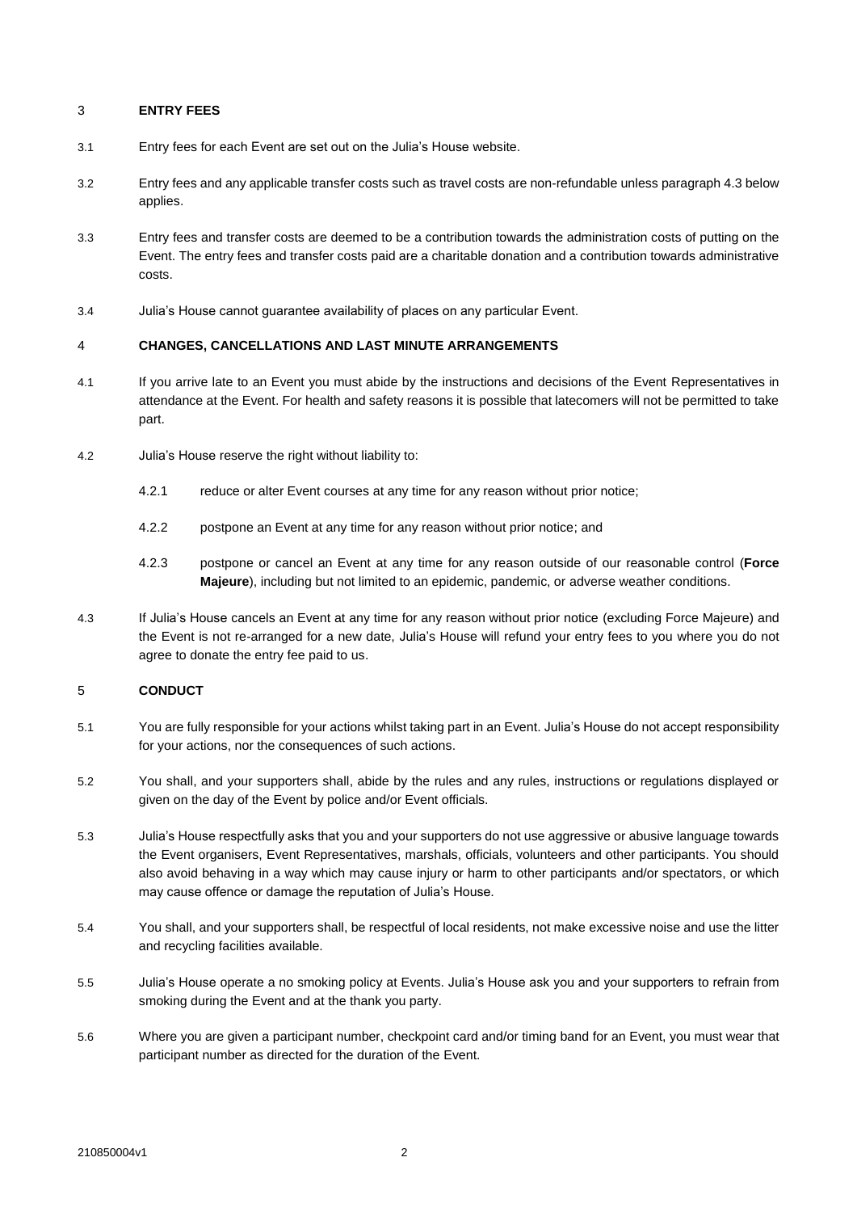## 3 ENTRY FEES

3.1 Entry fees for each Event are set out on the Julia's House website.

3.2 Entry fees and any applicable transfer costs such as travel costs are non-refundable unless paragraph 4.3 below applies.

3.3 Entry fees and transfer costs are deemed to be a contribution towards the administration costs of putting on the Event. The entry fees and transfer costs paid are a charitable donation and a contribution towards administrative costs.

3.4 Julia's House cannot guarantee availability of places on any particular Event.

## 4 CHANGES, CANCELLATIONS AND LAST MINUTE ARRANGEMENTS

4.1 If you arrive late to an Event you must abide by the instructions and decisions of the Event Representatives in attendance at the Event. For health and safety reasons it is possible that latecomers will not be permitted to take part.

4.2 Julia's House reserve the right without liability to:

- 4.2.1 reduce or alter Event courses at any time for any reason without prior notice;
- 4.2.2 postpone an Event at any time for any reason without prior notice; and
- 4.2.3 postpone or cancel an Event at any time for any reason outside of our reasonable control (**Force Majeure**), including but not limited to an epidemic, pandemic, or adverse weather conditions.

4.3 If Julia's House cancels an Event at any time for any reason without prior notice (excluding Force Majeure) and the Event is not re-arranged for a new date, Julia's House will refund your entry fees to you where you do not agree to donate the entry fee paid to us.

## 5 CONDUCT

5.1 You are fully responsible for your actions whilst taking part in an Event. Julia's House do not accept responsibility for your actions, nor the consequences of such actions.

5.2 You shall, and your supporters shall, abide by the rules and any rules, instructions or regulations displayed or given on the day of the Event by police and/or Event officials.

5.3 Julia's House respectfully asks that you and your supporters do not use aggressive or abusive language towards the Event organisers, Event Representatives, marshals, officials, volunteers and other participants. You should also avoid behaving in a way which may cause injury or harm to other participants and/or spectators, or which may cause offence or damage the reputation of Julia's House.

5.4 You shall, and your supporters shall, be respectful of local residents, not make excessive noise and use the litter and recycling facilities available.

5.5 Julia's House operate a no smoking policy at Events. Julia's House ask you and your supporters to refrain from smoking during the Event and at the thank you party.

5.6 Where you are given a participant number, checkpoint card and/or timing band for an Event, you must wear that participant number as directed for the duration of the Event.

210850004v1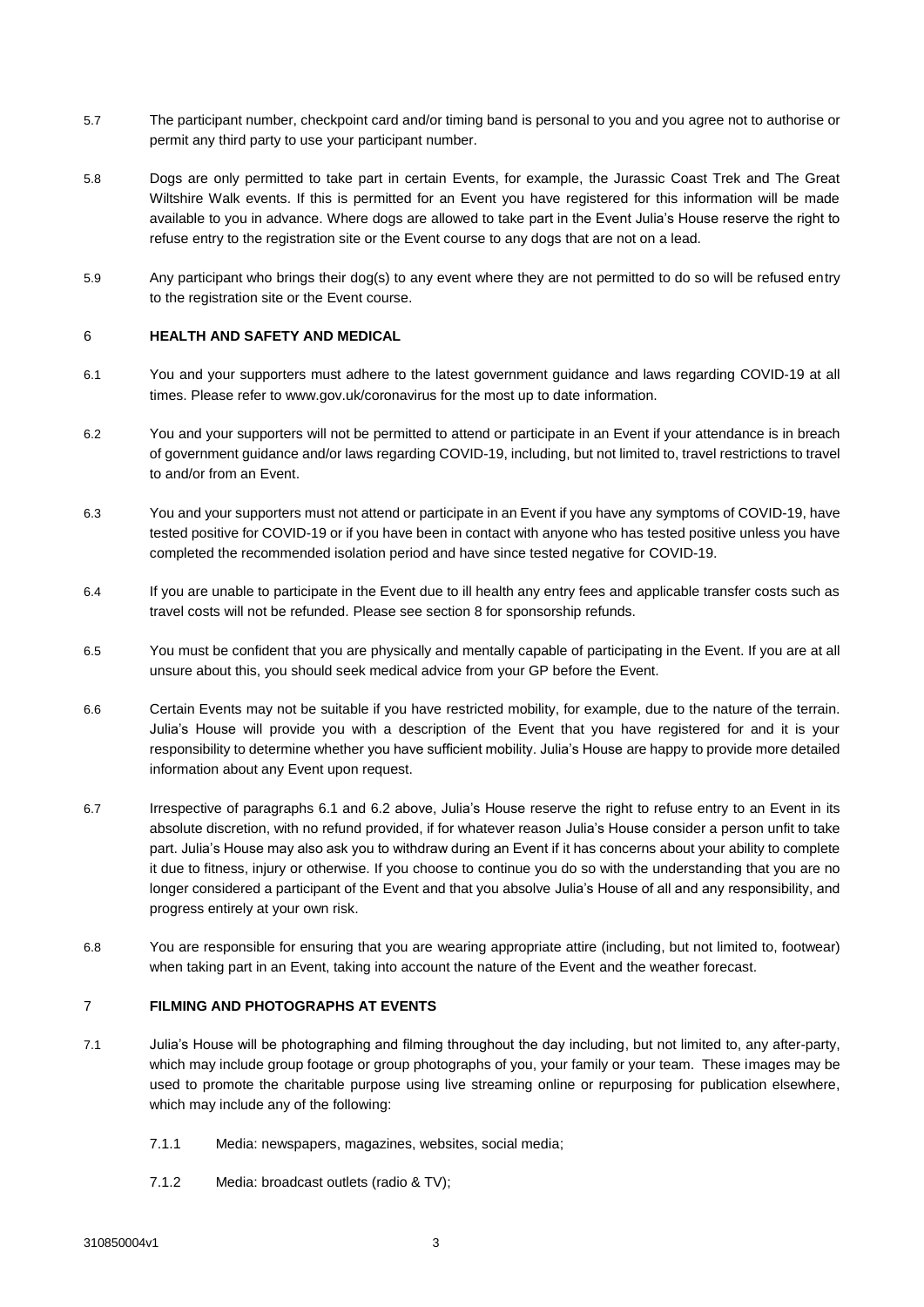5.7 The participant number, checkpoint card and/or timing band is personal to you and you agree not to authorise or permit any third party to use your participant number.

5.8 Dogs are only permitted to take part in certain Events, for example, the Jurassic Coast Trek and The Great Wiltshire Walk events. If this is permitted for an Event you have registered for this information will be made available to you in advance. Where dogs are allowed to take part in the Event Julia's House reserve the right to refuse entry to the registration site or the Event course to any dogs that are not on a lead.

5.9 Any participant who brings their dog(s) to any event where they are not permitted to do so will be refused entry to the registration site or the Event course.

## 6 HEALTH AND SAFETY AND MEDICAL

6.1 You and your supporters must adhere to the latest government guidance and laws regarding COVID-19 at all times. Please refer to www.gov.uk/coronavirus for the most up to date information.

6.2 You and your supporters will not be permitted to attend or participate in an Event if your attendance is in breach of government guidance and/or laws regarding COVID-19, including, but not limited to, travel restrictions to travel to and/or from an Event.

6.3 You and your supporters must not attend or participate in an Event if you have any symptoms of COVID-19, have tested positive for COVID-19 or if you have been in contact with anyone who has tested positive unless you have completed the recommended isolation period and have since tested negative for COVID-19.

6.4 If you are unable to participate in the Event due to ill health any entry fees and applicable transfer costs such as travel costs will not be refunded. Please see section 8 for sponsorship refunds.

6.5 You must be confident that you are physically and mentally capable of participating in the Event. If you are at all unsure about this, you should seek medical advice from your GP before the Event.

6.6 Certain Events may not be suitable if you have restricted mobility, for example, due to the nature of the terrain. Julia's House will provide you with a description of the Event that you have registered for and it is your responsibility to determine whether you have sufficient mobility. Julia's House are happy to provide more detailed information about any Event upon request.

6.7 Irrespective of paragraphs 6.1 and 6.2 above, Julia's House reserve the right to refuse entry to an Event in its absolute discretion, with no refund provided, if for whatever reason Julia's House consider a person unfit to take part. Julia's House may also ask you to withdraw during an Event if it has concerns about your ability to complete it due to fitness, injury or otherwise. If you choose to continue you do so with the understanding that you are no longer considered a participant of the Event and that you absolve Julia's House of all and any responsibility, and progress entirely at your own risk.

6.8 You are responsible for ensuring that you are wearing appropriate attire (including, but not limited to, footwear) when taking part in an Event, taking into account the nature of the Event and the weather forecast.

## 7 FILMING AND PHOTOGRAPHS AT EVENTS

7.1 Julia's House will be photographing and filming throughout the day including, but not limited to, any after-party, which may include group footage or group photographs of you, your family or your team. These images may be used to promote the charitable purpose using live streaming online or repurposing for publication elsewhere, which may include any of the following:

7.1.1 Media: newspapers, magazines, websites, social media;

7.1.2 Media: broadcast outlets (radio & TV);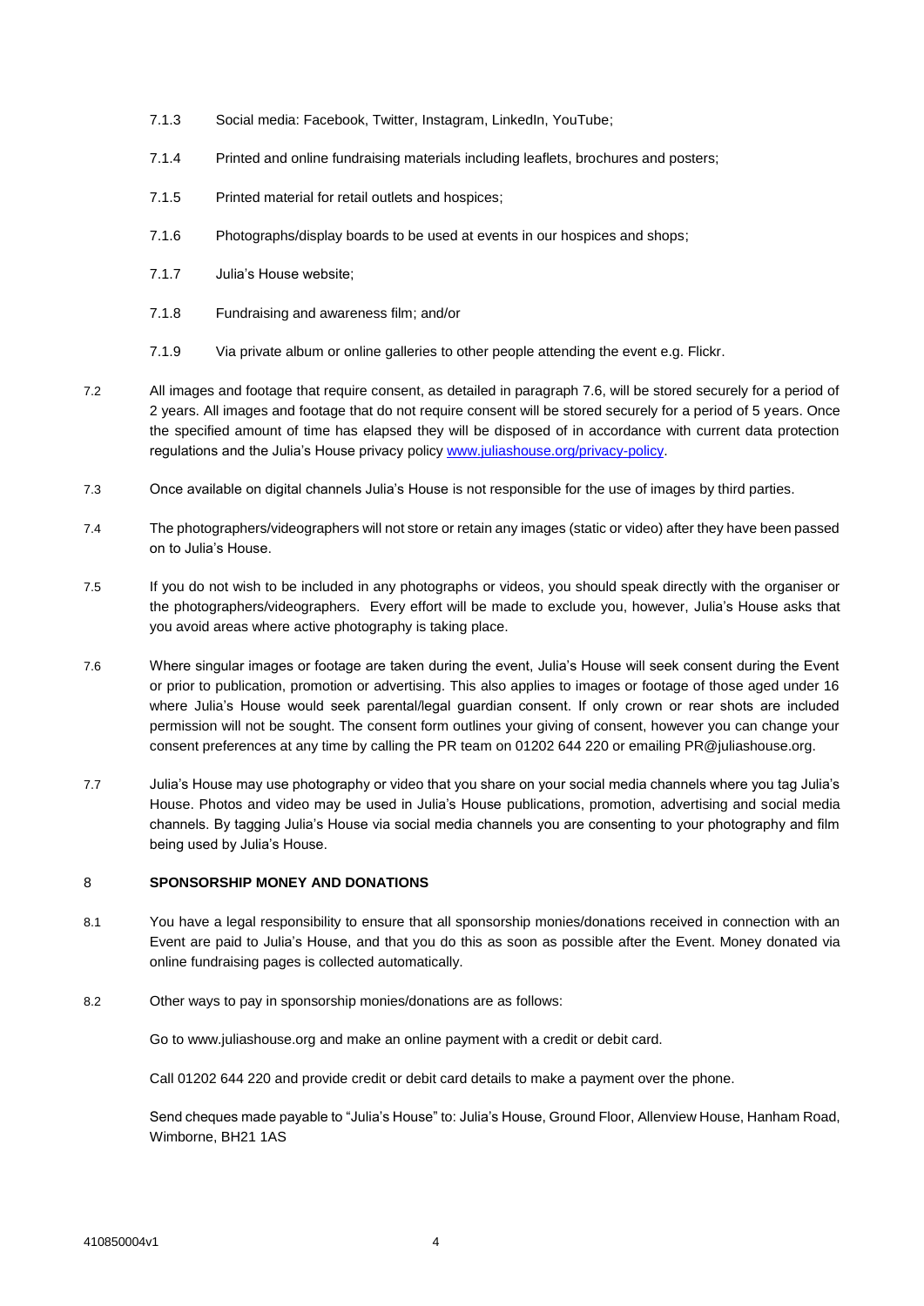7.1.3 Social media: Facebook, Twitter, Instagram, LinkedIn, YouTube;

7.1.4 Printed and online fundraising materials including leaflets, brochures and posters;

7.1.5 Printed material for retail outlets and hospices;

7.1.6 Photographs/display boards to be used at events in our hospices and shops;

7.1.7 Julia's House website;

7.1.8 Fundraising and awareness film; and/or

7.1.9 Via private album or online galleries to other people attending the event e.g. Flickr.

7.2 All images and footage that require consent, as detailed in paragraph 7.6, will be stored securely for a period of 2 years. All images and footage that do not require consent will be stored securely for a period of 5 years. Once the specified amount of time has elapsed they will be disposed of in accordance with current data protection regulations and the Julia's House privacy policy [www.juliashouse.org/privacy-policy](www.juliashouse.org/privacy-policy).

7.3 Once available on digital channels Julia's House is not responsible for the use of images by third parties.

7.4 The photographers/videographers will not store or retain any images (static or video) after they have been passed on to Julia's House.

7.5 If you do not wish to be included in any photographs or videos, you should speak directly with the organiser or the photographers/videographers. Every effort will be made to exclude you, however, Julia's House asks that you avoid areas where active photography is taking place.

7.6 Where singular images or footage are taken during the event, Julia's House will seek consent during the Event or prior to publication, promotion or advertising. This also applies to images or footage of those aged under 16 where Julia's House would seek parental/legal guardian consent. If only crown or rear shots are included permission will not be sought. The consent form outlines your giving of consent, however you can change your consent preferences at any time by calling the PR team on 01202 644 220 or emailing PR@juliashouse.org.

7.7 Julia's House may use photography or video that you share on your social media channels where you tag Julia's House. Photos and video may be used in Julia's House publications, promotion, advertising and social media channels. By tagging Julia's House via social media channels you are consenting to your photography and film being used by Julia's House.

## 8 SPONSORSHIP MONEY AND DONATIONS

8.1 You have a legal responsibility to ensure that all sponsorship monies/donations received in connection with an Event are paid to Julia's House, and that you do this as soon as possible after the Event. Money donated via online fundraising pages is collected automatically.

8.2 Other ways to pay in sponsorship monies/donations are as follows:

Go to www.juliashouse.org and make an online payment with a credit or debit card.

Call 01202 644 220 and provide credit or debit card details to make a payment over the phone.

Send cheques made payable to "Julia's House" to: Julia's House, Ground Floor, Allenview House, Hanham Road, Wimborne, BH21 1AS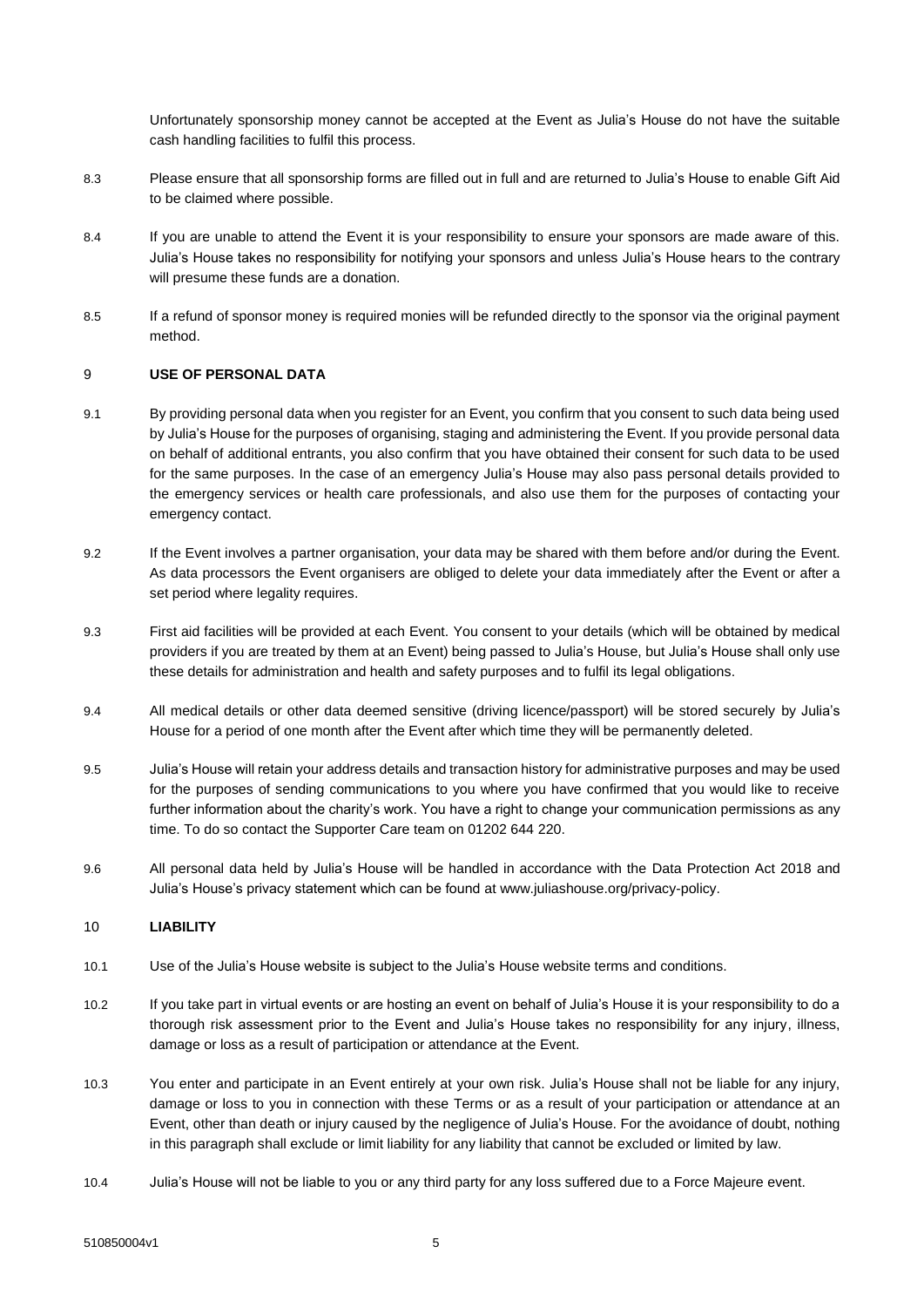Unfortunately sponsorship money cannot be accepted at the Event as Julia's House do not have the suitable cash handling facilities to fulfil this process.

8.3 Please ensure that all sponsorship forms are filled out in full and are returned to Julia's House to enable Gift Aid to be claimed where possible.

8.4 If you are unable to attend the Event it is your responsibility to ensure your sponsors are made aware of this. Julia's House takes no responsibility for notifying your sponsors and unless Julia's House hears to the contrary will presume these funds are a donation.

8.5 If a refund of sponsor money is required monies will be refunded directly to the sponsor via the original payment method.

## 9 USE OF PERSONAL DATA

9.1 By providing personal data when you register for an Event, you confirm that you consent to such data being used by Julia's House for the purposes of organising, staging and administering the Event. If you provide personal data on behalf of additional entrants, you also confirm that you have obtained their consent for such data to be used for the same purposes. In the case of an emergency Julia's House may also pass personal details provided to the emergency services or health care professionals, and also use them for the purposes of contacting your emergency contact.

9.2 If the Event involves a partner organisation, your data may be shared with them before and/or during the Event. As data processors the Event organisers are obliged to delete your data immediately after the Event or after a set period where legality requires.

9.3 First aid facilities will be provided at each Event. You consent to your details (which will be obtained by medical providers if you are treated by them at an Event) being passed to Julia's House, but Julia's House shall only use these details for administration and health and safety purposes and to fulfil its legal obligations.

9.4 All medical details or other data deemed sensitive (driving licence/passport) will be stored securely by Julia's House for a period of one month after the Event after which time they will be permanently deleted.

9.5 Julia's House will retain your address details and transaction history for administrative purposes and may be used for the purposes of sending communications to you where you have confirmed that you would like to receive further information about the charity's work. You have a right to change your communication permissions as any time. To do so contact the Supporter Care team on 01202 644 220.

9.6 All personal data held by Julia's House will be handled in accordance with the Data Protection Act 2018 and Julia's House's privacy statement which can be found at www.juliashouse.org/privacy-policy.

## 10 LIABILITY

10.1 Use of the Julia's House website is subject to the Julia's House website terms and conditions.

10.2 If you take part in virtual events or are hosting an event on behalf of Julia's House it is your responsibility to do a thorough risk assessment prior to the Event and Julia's House takes no responsibility for any injury, illness, damage or loss as a result of participation or attendance at the Event.

10.3 You enter and participate in an Event entirely at your own risk. Julia's House shall not be liable for any injury, damage or loss to you in connection with these Terms or as a result of your participation or attendance at an Event, other than death or injury caused by the negligence of Julia's House. For the avoidance of doubt, nothing in this paragraph shall exclude or limit liability for any liability that cannot be excluded or limited by law.

10.4 Julia's House will not be liable to you or any third party for any loss suffered due to a Force Majeure event.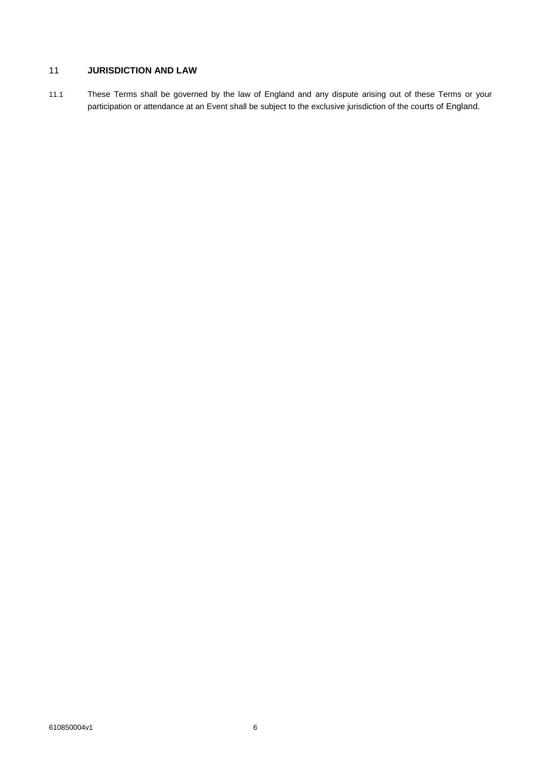## 11 JURISDICTION AND LAW

11.1 These Terms shall be governed by the law of England and any dispute arising out of these Terms or your participation or attendance at an Event shall be subject to the exclusive jurisdiction of the courts of England.